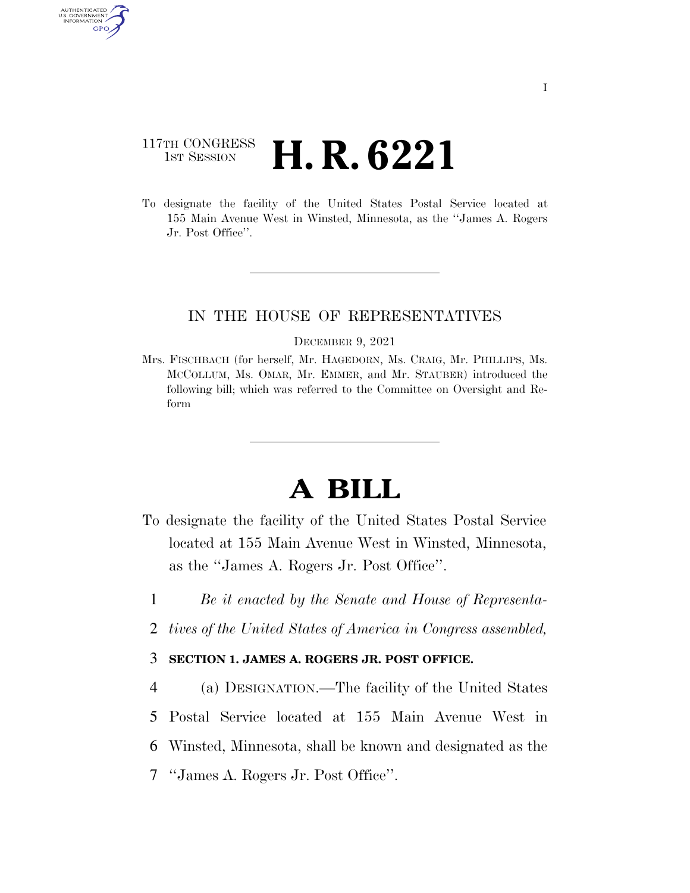117TH CONGRESS
1ST SESSION

# H. R. 6221

To designate the facility of the United States Postal Service located at 155 Main Avenue West in Winsted, Minnesota, as the "James A. Rogers Jr. Post Office".

IN THE HOUSE OF REPRESENTATIVES

DECEMBER 9, 2021

Mrs. FISCHBACH (for herself, Mr. HAGEDORN, Ms. CRAIG, Mr. PHILLIPS, Ms. MCCOLLUM, Ms. OMAR, Mr. EMMER, and Mr. STAUBER) introduced the following bill; which was referred to the Committee on Oversight and Reform

# A BILL

To designate the facility of the United States Postal Service located at 155 Main Avenue West in Winsted, Minnesota, as the "James A. Rogers Jr. Post Office".

1 *Be it enacted by the Senate and House of Representa-*
2 *tives of the United States of America in Congress assembled,*

3 **SECTION 1. JAMES A. ROGERS JR. POST OFFICE.**

4 (a) DESIGNATION.—The facility of the United States
5 Postal Service located at 155 Main Avenue West in
6 Winsted, Minnesota, shall be known and designated as the
7 "James A. Rogers Jr. Post Office".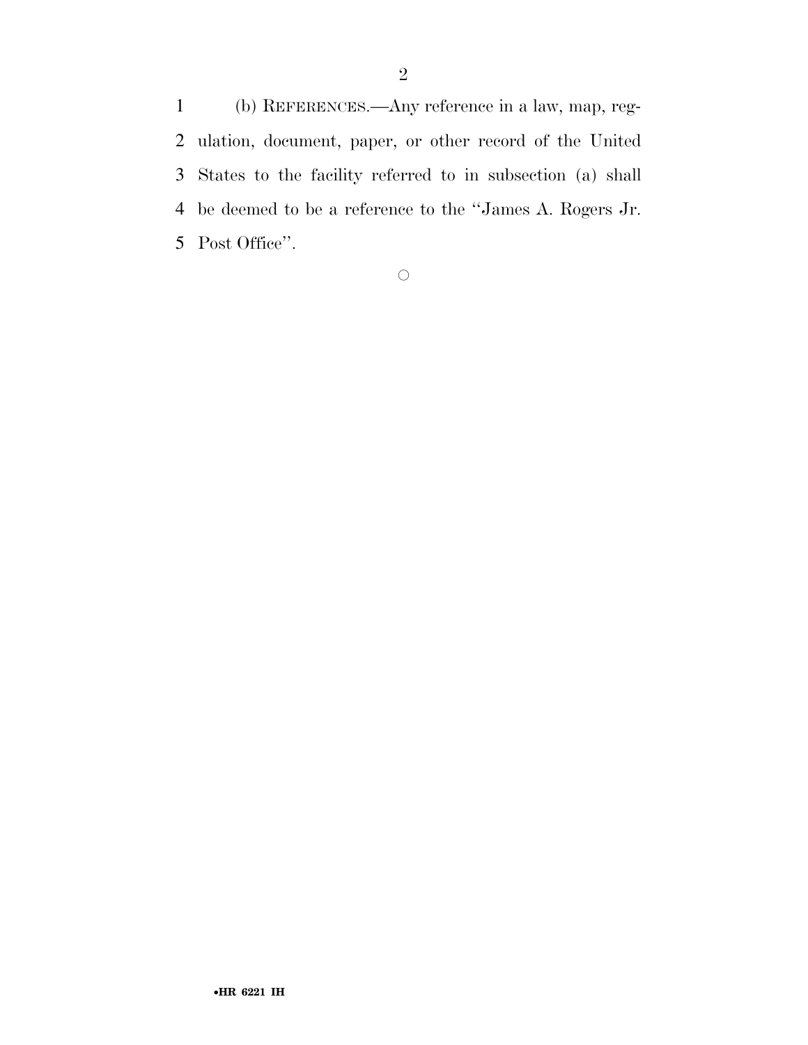(b) REFERENCES.—Any reference in a law, map, regulation, document, paper, or other record of the United States to the facility referred to in subsection (a) shall be deemed to be a reference to the ''James A. Rogers Jr. Post Office''.

○